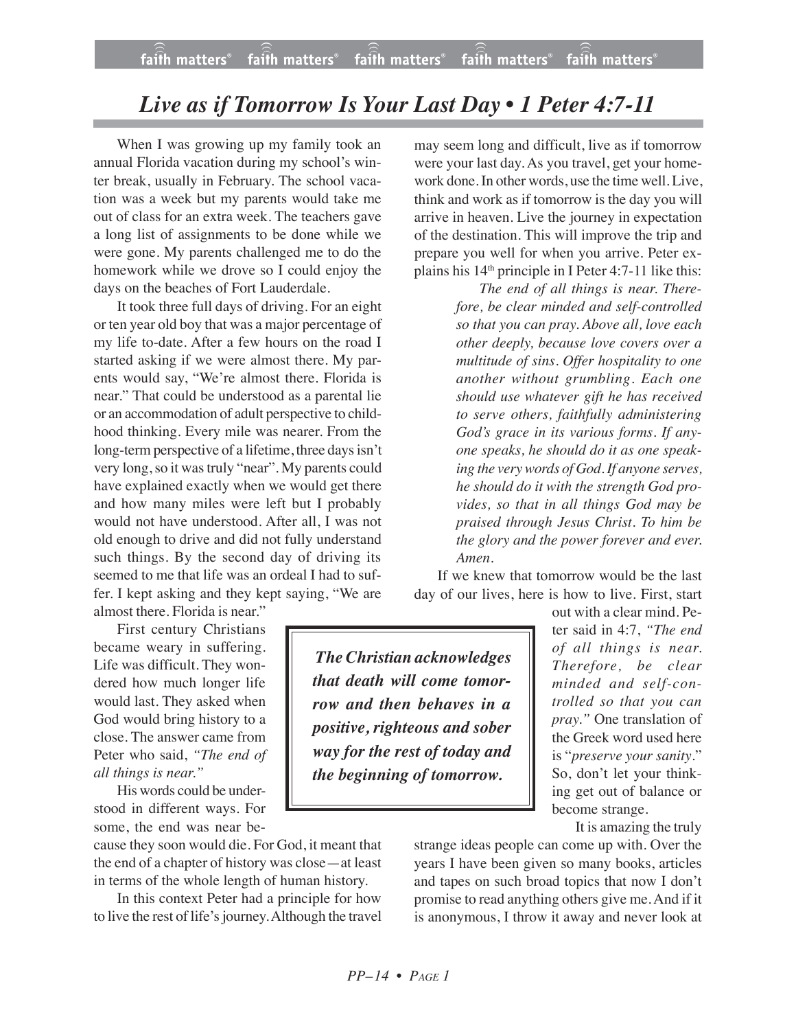# *Live as if Tomorrow Is Your Last Day • 1 Peter 4:7-11*

When I was growing up my family took an annual Florida vacation during my school's winter break, usually in February. The school vacation was a week but my parents would take me out of class for an extra week. The teachers gave a long list of assignments to be done while we were gone. My parents challenged me to do the homework while we drove so I could enjoy the days on the beaches of Fort Lauderdale.

It took three full days of driving. For an eight or ten year old boy that was a major percentage of my life to-date. After a few hours on the road I started asking if we were almost there. My parents would say, "We're almost there. Florida is near." That could be understood as a parental lie or an accommodation of adult perspective to childhood thinking. Every mile was nearer. From the long-term perspective of a lifetime, three days isn't very long, so it was truly "near". My parents could have explained exactly when we would get there and how many miles were left but I probably would not have understood. After all, I was not old enough to drive and did not fully understand such things. By the second day of driving its seemed to me that life was an ordeal I had to suffer. I kept asking and they kept saying, "We are almost there. Florida is near."

First century Christians became weary in suffering. Life was difficult. They wondered how much longer life would last. They asked when God would bring history to a close. The answer came from Peter who said, *"The end of all things is near."*

His words could be understood in different ways. For some, the end was near because they soon would die. For God, it meant that the end of a chapter of history was close—at least in terms of the whole length of human history.

In this context Peter had a principle for how to live the rest of life's journey. Although the travel may seem long and difficult, live as if tomorrow were your last day. As you travel, get your homework done. In other words, use the time well. Live, think and work as if tomorrow is the day you will arrive in heaven. Live the journey in expectation of the destination. This will improve the trip and prepare you well for when you arrive. Peter explains his 14th principle in I Peter 4:7-11 like this:

> *The end of all things is near. Therefore, be clear minded and self-controlled so that you can pray. Above all, love each other deeply, because love covers over a multitude of sins. Offer hospitality to one another without grumbling. Each one should use whatever gift he has received to serve others, faithfully administering God's grace in its various forms. If anyone speaks, he should do it as one speaking the very words of God. If anyone serves, he should do it with the strength God provides, so that in all things God may be praised through Jesus Christ. To him be the glory and the power forever and ever. Amen.*

If we knew that tomorrow would be the last day of our lives, here is how to live. First, start out with a clear mind. Peter said in 4:7, *"The end of all things is near. Therefore, be clear minded and self-controlled so that you can pray."* One translation of the Greek word used here is "*preserve your sanity*." So, don't let your thinking get out of balance or become strange.

> ***The Christian acknowledges that death will come tomorrow and then behaves in a positive, righteous and sober way for the rest of today and the beginning of tomorrow.***

It is amazing the truly strange ideas people can come up with. Over the years I have been given so many books, articles and tapes on such broad topics that now I don't promise to read anything others give me. And if it is anonymous, I throw it away and never look at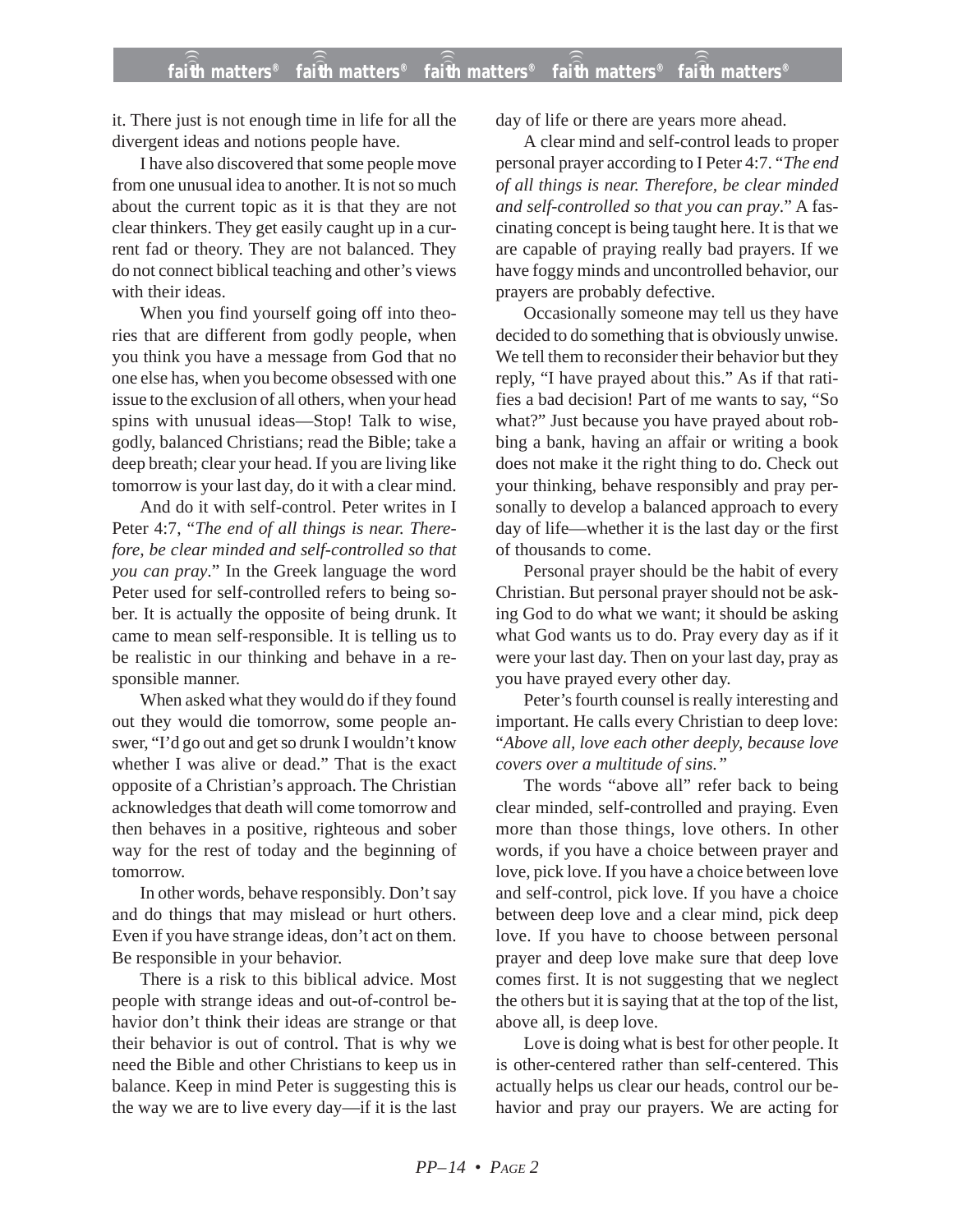it. There just is not enough time in life for all the divergent ideas and notions people have.

I have also discovered that some people move from one unusual idea to another. It is not so much about the current topic as it is that they are not clear thinkers. They get easily caught up in a current fad or theory. They are not balanced. They do not connect biblical teaching and other's views with their ideas.

When you find yourself going off into theories that are different from godly people, when you think you have a message from God that no one else has, when you become obsessed with one issue to the exclusion of all others, when your head spins with unusual ideas—Stop! Talk to wise, godly, balanced Christians; read the Bible; take a deep breath; clear your head. If you are living like tomorrow is your last day, do it with a clear mind.

And do it with self-control. Peter writes in I Peter 4:7, "*The end of all things is near. Therefore, be clear minded and self-controlled so that you can pray*." In the Greek language the word Peter used for self-controlled refers to being sober. It is actually the opposite of being drunk. It came to mean self-responsible. It is telling us to be realistic in our thinking and behave in a responsible manner.

When asked what they would do if they found out they would die tomorrow, some people answer, "I'd go out and get so drunk I wouldn't know whether I was alive or dead." That is the exact opposite of a Christian's approach. The Christian acknowledges that death will come tomorrow and then behaves in a positive, righteous and sober way for the rest of today and the beginning of tomorrow.

In other words, behave responsibly. Don't say and do things that may mislead or hurt others. Even if you have strange ideas, don't act on them. Be responsible in your behavior.

There is a risk to this biblical advice. Most people with strange ideas and out-of-control behavior don't think their ideas are strange or that their behavior is out of control. That is why we need the Bible and other Christians to keep us in balance. Keep in mind Peter is suggesting this is the way we are to live every day—if it is the last day of life or there are years more ahead.

A clear mind and self-control leads to proper personal prayer according to I Peter 4:7. "*The end of all things is near. Therefore, be clear minded and self-controlled so that you can pray*." A fascinating concept is being taught here. It is that we are capable of praying really bad prayers. If we have foggy minds and uncontrolled behavior, our prayers are probably defective.

Occasionally someone may tell us they have decided to do something that is obviously unwise. We tell them to reconsider their behavior but they reply, "I have prayed about this." As if that ratifies a bad decision! Part of me wants to say, "So what?" Just because you have prayed about robbing a bank, having an affair or writing a book does not make it the right thing to do. Check out your thinking, behave responsibly and pray personally to develop a balanced approach to every day of life—whether it is the last day or the first of thousands to come.

Personal prayer should be the habit of every Christian. But personal prayer should not be asking God to do what we want; it should be asking what God wants us to do. Pray every day as if it were your last day. Then on your last day, pray as you have prayed every other day.

Peter's fourth counsel is really interesting and important. He calls every Christian to deep love: "*Above all, love each other deeply, because love covers over a multitude of sins.*"

The words "above all" refer back to being clear minded, self-controlled and praying. Even more than those things, love others. In other words, if you have a choice between prayer and love, pick love. If you have a choice between love and self-control, pick love. If you have a choice between deep love and a clear mind, pick deep love. If you have to choose between personal prayer and deep love make sure that deep love comes first. It is not suggesting that we neglect the others but it is saying that at the top of the list, above all, is deep love.

Love is doing what is best for other people. It is other-centered rather than self-centered. This actually helps us clear our heads, control our behavior and pray our prayers. We are acting for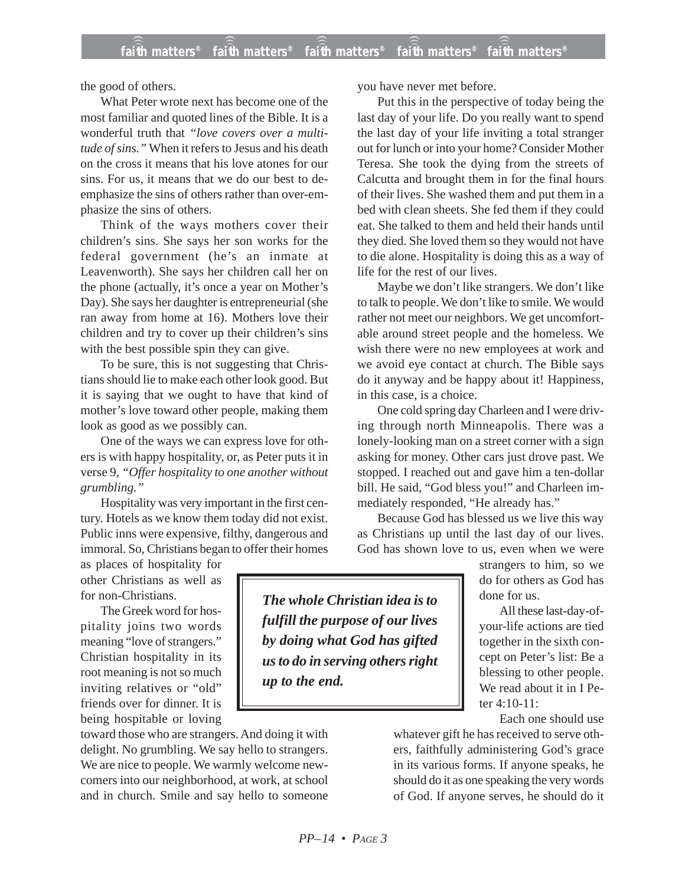the good of others.

What Peter wrote next has become one of the most familiar and quoted lines of the Bible. It is a wonderful truth that *"love covers over a multitude of sins."* When it refers to Jesus and his death on the cross it means that his love atones for our sins. For us, it means that we do our best to de-emphasize the sins of others rather than over-emphasize the sins of others.

Think of the ways mothers cover their children's sins. She says her son works for the federal government (he's an inmate at Leavenworth). She says her children call her on the phone (actually, it's once a year on Mother's Day). She says her daughter is entrepreneurial (she ran away from home at 16). Mothers love their children and try to cover up their children's sins with the best possible spin they can give.

To be sure, this is not suggesting that Christians should lie to make each other look good. But it is saying that we ought to have that kind of mother's love toward other people, making them look as good as we possibly can.

One of the ways we can express love for others is with happy hospitality, or, as Peter puts it in verse 9, *"Offer hospitality to one another without grumbling."*

Hospitality was very important in the first century. Hotels as we know them today did not exist. Public inns were expensive, filthy, dangerous and immoral. So, Christians began to offer their homes as places of hospitality for other Christians as well as for non-Christians.

The Greek word for hospitality joins two words meaning "love of strangers." Christian hospitality in its root meaning is not so much inviting relatives or "old" friends over for dinner. It is being hospitable or loving toward those who are strangers. And doing it with delight. No grumbling. We say hello to strangers. We are nice to people. We warmly welcome newcomers into our neighborhood, at work, at school and in church. Smile and say hello to someone you have never met before.

Put this in the perspective of today being the last day of your life. Do you really want to spend the last day of your life inviting a total stranger out for lunch or into your home? Consider Mother Teresa. She took the dying from the streets of Calcutta and brought them in for the final hours of their lives. She washed them and put them in a bed with clean sheets. She fed them if they could eat. She talked to them and held their hands until they died. She loved them so they would not have to die alone. Hospitality is doing this as a way of life for the rest of our lives.

Maybe we don't like strangers. We don't like to talk to people. We don't like to smile. We would rather not meet our neighbors. We get uncomfortable around street people and the homeless. We wish there were no new employees at work and we avoid eye contact at church. The Bible says do it anyway and be happy about it! Happiness, in this case, is a choice.

One cold spring day Charleen and I were driving through north Minneapolis. There was a lonely-looking man on a street corner with a sign asking for money. Other cars just drove past. We stopped. I reached out and gave him a ten-dollar bill. He said, "God bless you!" and Charleen immediately responded, "He already has."

Because God has blessed us we live this way as Christians up until the last day of our lives. God has shown love to us, even when we were strangers to him, so we do for others as God has done for us.

> ***The whole Christian idea is to fulfill the purpose of our lives by doing what God has gifted us to do in serving others right up to the end.***

All these last-day-of-your-life actions are tied together in the sixth concept on Peter's list: Be a blessing to other people. We read about it in I Peter 4:10-11:

> Each one should use whatever gift he has received to serve others, faithfully administering God's grace in its various forms. If anyone speaks, he should do it as one speaking the very words of God. If anyone serves, he should do it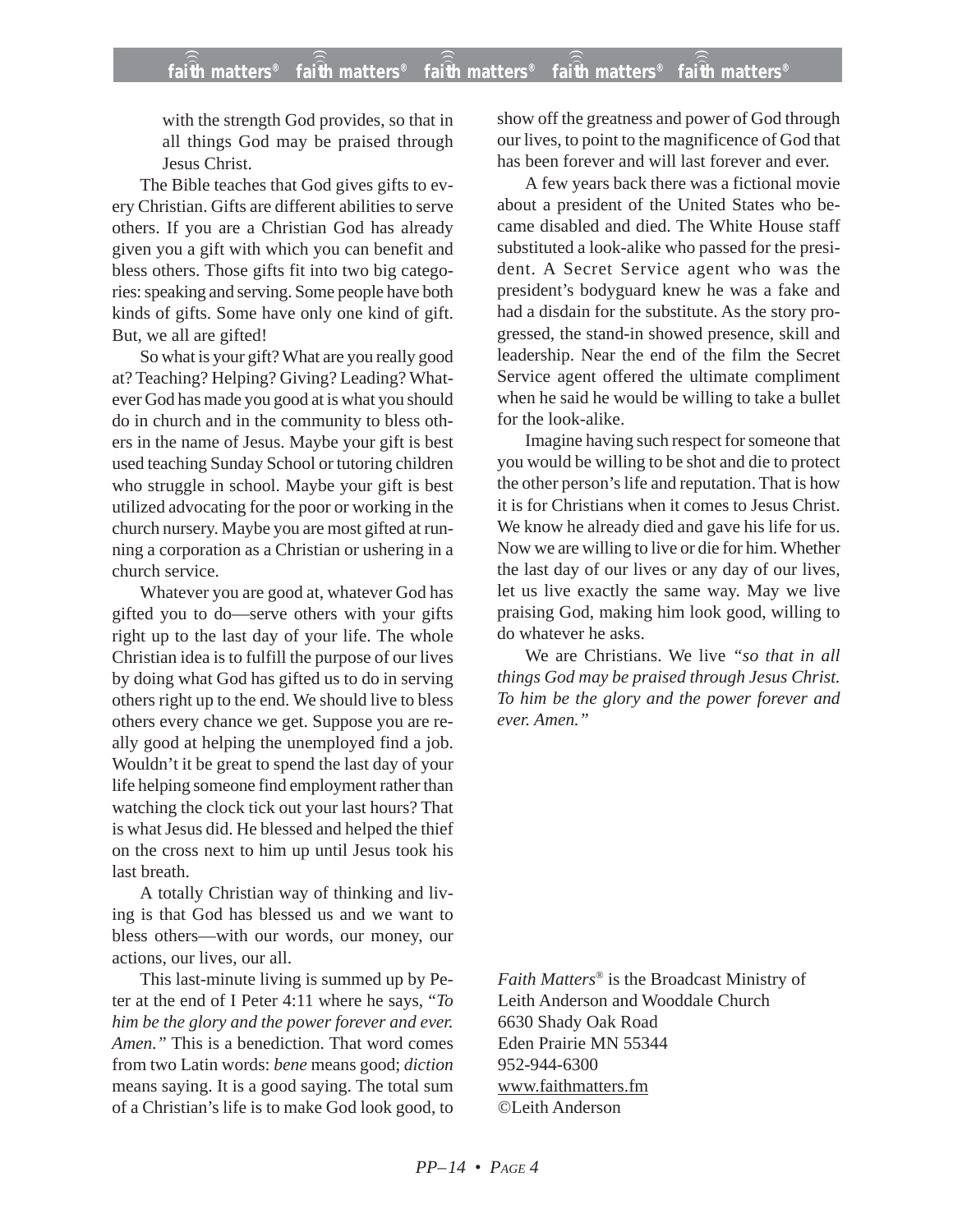with the strength God provides, so that in all things God may be praised through Jesus Christ.

The Bible teaches that God gives gifts to every Christian. Gifts are different abilities to serve others. If you are a Christian God has already given you a gift with which you can benefit and bless others. Those gifts fit into two big categories: speaking and serving. Some people have both kinds of gifts. Some have only one kind of gift. But, we all are gifted!

So what is your gift? What are you really good at? Teaching? Helping? Giving? Leading? Whatever God has made you good at is what you should do in church and in the community to bless others in the name of Jesus. Maybe your gift is best used teaching Sunday School or tutoring children who struggle in school. Maybe your gift is best utilized advocating for the poor or working in the church nursery. Maybe you are most gifted at running a corporation as a Christian or ushering in a church service.

Whatever you are good at, whatever God has gifted you to do—serve others with your gifts right up to the last day of your life. The whole Christian idea is to fulfill the purpose of our lives by doing what God has gifted us to do in serving others right up to the end. We should live to bless others every chance we get. Suppose you are really good at helping the unemployed find a job. Wouldn't it be great to spend the last day of your life helping someone find employment rather than watching the clock tick out your last hours? That is what Jesus did. He blessed and helped the thief on the cross next to him up until Jesus took his last breath.

A totally Christian way of thinking and living is that God has blessed us and we want to bless others—with our words, our money, our actions, our lives, our all.

This last-minute living is summed up by Peter at the end of I Peter 4:11 where he says, "*To him be the glory and the power forever and ever. Amen."* This is a benediction. That word comes from two Latin words: *bene* means good; *diction* means saying. It is a good saying. The total sum of a Christian's life is to make God look good, to show off the greatness and power of God through our lives, to point to the magnificence of God that has been forever and will last forever and ever.

A few years back there was a fictional movie about a president of the United States who became disabled and died. The White House staff substituted a look-alike who passed for the president. A Secret Service agent who was the president's bodyguard knew he was a fake and had a disdain for the substitute. As the story progressed, the stand-in showed presence, skill and leadership. Near the end of the film the Secret Service agent offered the ultimate compliment when he said he would be willing to take a bullet for the look-alike.

Imagine having such respect for someone that you would be willing to be shot and die to protect the other person's life and reputation. That is how it is for Christians when it comes to Jesus Christ. We know he already died and gave his life for us. Now we are willing to live or die for him. Whether the last day of our lives or any day of our lives, let us live exactly the same way. May we live praising God, making him look good, willing to do whatever he asks.

We are Christians. We live *"so that in all things God may be praised through Jesus Christ. To him be the glory and the power forever and ever. Amen."*

*Faith Matters*® is the Broadcast Ministry of
Leith Anderson and Wooddale Church
6630 Shady Oak Road
Eden Prairie MN 55344
952-944-6300
www.faithmatters.fm
©Leith Anderson